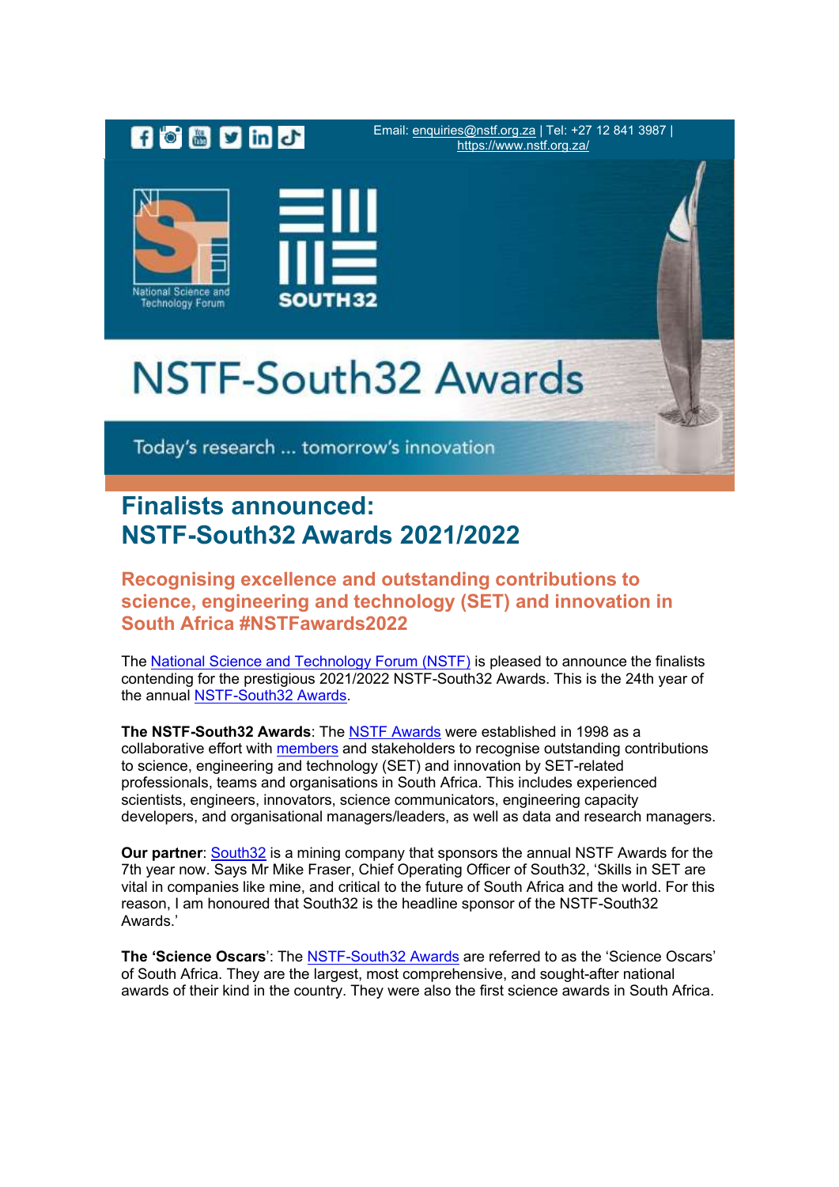Email: enquiries@nstf.org.za | Tel: +27 12 841 3987 | https://www.nstf.org.za/

National Science and Technology Forum

SOUTH32

NSTF-South32 Awards

Today's research ... tomorrow's innovation

# Finalists announced: NSTF-South32 Awards 2021/2022

## Recognising excellence and outstanding contributions to science, engineering and technology (SET) and innovation in South Africa #NSTFawards2022

The National Science and Technology Forum (NSTF) is pleased to announce the finalists contending for the prestigious 2021/2022 NSTF-South32 Awards. This is the 24th year of the annual NSTF-South32 Awards.

**The NSTF-South32 Awards**: The NSTF Awards were established in 1998 as a collaborative effort with members and stakeholders to recognise outstanding contributions to science, engineering and technology (SET) and innovation by SET-related professionals, teams and organisations in South Africa. This includes experienced scientists, engineers, innovators, science communicators, engineering capacity developers, and organisational managers/leaders, as well as data and research managers.

**Our partner**: South32 is a mining company that sponsors the annual NSTF Awards for the 7th year now. Says Mr Mike Fraser, Chief Operating Officer of South32, 'Skills in SET are vital in companies like mine, and critical to the future of South Africa and the world. For this reason, I am honoured that South32 is the headline sponsor of the NSTF-South32 Awards.'

**The 'Science Oscars'**: The NSTF-South32 Awards are referred to as the 'Science Oscars' of South Africa. They are the largest, most comprehensive, and sought-after national awards of their kind in the country. They were also the first science awards in South Africa.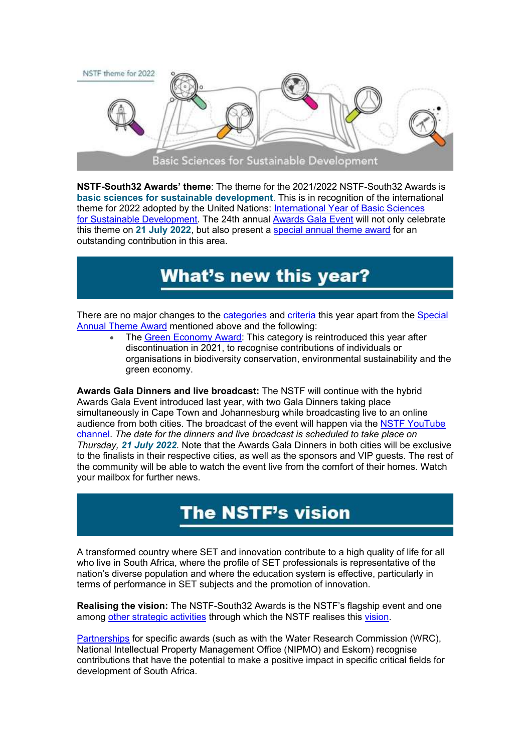NSTF theme for 2022

Basic Sciences for Sustainable Development

**NSTF-South32 Awards' theme**: The theme for the 2021/2022 NSTF-South32 Awards is **basic sciences for sustainable development**. This is in recognition of the international theme for 2022 adopted by the United Nations: International Year of Basic Sciences for Sustainable Development. The 24th annual Awards Gala Event will not only celebrate this theme on **21 July 2022**, but also present a special annual theme award for an outstanding contribution in this area.

## What's new this year?

There are no major changes to the categories and criteria this year apart from the Special Annual Theme Award mentioned above and the following:

- The Green Economy Award: This category is reintroduced this year after discontinuation in 2021, to recognise contributions of individuals or organisations in biodiversity conservation, environmental sustainability and the green economy.

**Awards Gala Dinners and live broadcast:** The NSTF will continue with the hybrid Awards Gala Event introduced last year, with two Gala Dinners taking place simultaneously in Cape Town and Johannesburg while broadcasting live to an online audience from both cities. The broadcast of the event will happen via the NSTF YouTube channel. *The date for the dinners and live broadcast is scheduled to take place on Thursday, **21 July 2022***. Note that the Awards Gala Dinners in both cities will be exclusive to the finalists in their respective cities, as well as the sponsors and VIP guests. The rest of the community will be able to watch the event live from the comfort of their homes. Watch your mailbox for further news.

## The NSTF's vision

A transformed country where SET and innovation contribute to a high quality of life for all who live in South Africa, where the profile of SET professionals is representative of the nation's diverse population and where the education system is effective, particularly in terms of performance in SET subjects and the promotion of innovation.

**Realising the vision:** The NSTF-South32 Awards is the NSTF's flagship event and one among other strategic activities through which the NSTF realises this vision.

Partnerships for specific awards (such as with the Water Research Commission (WRC), National Intellectual Property Management Office (NIPMO) and Eskom) recognise contributions that have the potential to make a positive impact in specific critical fields for development of South Africa.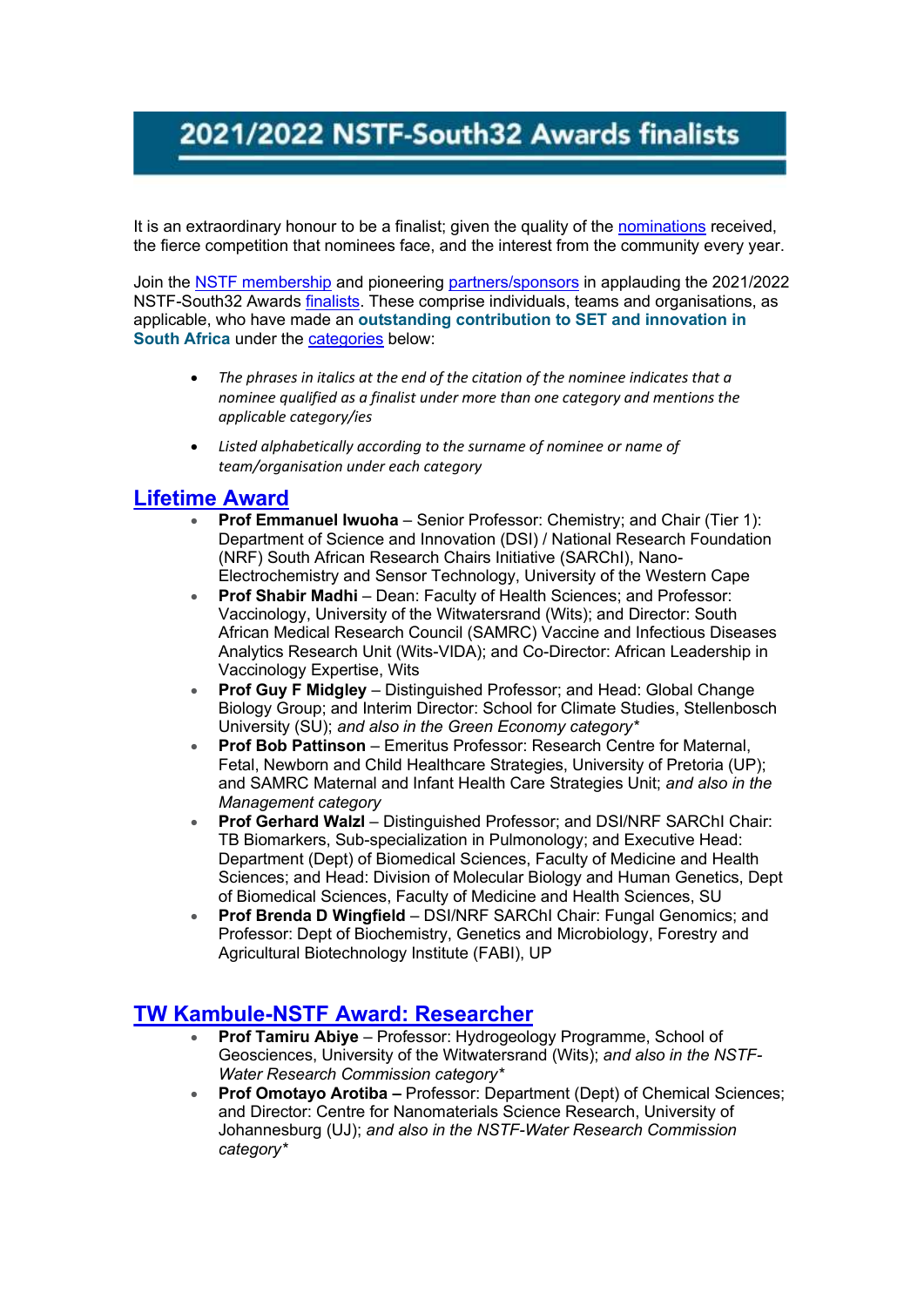# 2021/2022 NSTF-South32 Awards finalists

It is an extraordinary honour to be a finalist; given the quality of the nominations received, the fierce competition that nominees face, and the interest from the community every year.

Join the NSTF membership and pioneering partners/sponsors in applauding the 2021/2022 NSTF-South32 Awards finalists. These comprise individuals, teams and organisations, as applicable, who have made an **outstanding contribution to SET and innovation in South Africa** under the categories below:

- *The phrases in italics at the end of the citation of the nominee indicates that a nominee qualified as a finalist under more than one category and mentions the applicable category/ies*
- *Listed alphabetically according to the surname of nominee or name of team/organisation under each category*

## Lifetime Award

- **Prof Emmanuel Iwuoha** – Senior Professor: Chemistry; and Chair (Tier 1): Department of Science and Innovation (DSI) / National Research Foundation (NRF) South African Research Chairs Initiative (SARChI), Nano-Electrochemistry and Sensor Technology, University of the Western Cape
- **Prof Shabir Madhi** – Dean: Faculty of Health Sciences; and Professor: Vaccinology, University of the Witwatersrand (Wits); and Director: South African Medical Research Council (SAMRC) Vaccine and Infectious Diseases Analytics Research Unit (Wits-VIDA); and Co-Director: African Leadership in Vaccinology Expertise, Wits
- **Prof Guy F Midgley** – Distinguished Professor; and Head: Global Change Biology Group; and Interim Director: School for Climate Studies, Stellenbosch University (SU); *and also in the Green Economy category**
- **Prof Bob Pattinson** – Emeritus Professor: Research Centre for Maternal, Fetal, Newborn and Child Healthcare Strategies, University of Pretoria (UP); and SAMRC Maternal and Infant Health Care Strategies Unit; *and also in the Management category*
- **Prof Gerhard Walzl** – Distinguished Professor; and DSI/NRF SARChI Chair: TB Biomarkers, Sub-specialization in Pulmonology; and Executive Head: Department (Dept) of Biomedical Sciences, Faculty of Medicine and Health Sciences; and Head: Division of Molecular Biology and Human Genetics, Dept of Biomedical Sciences, Faculty of Medicine and Health Sciences, SU
- **Prof Brenda D Wingfield** – DSI/NRF SARChI Chair: Fungal Genomics; and Professor: Dept of Biochemistry, Genetics and Microbiology, Forestry and Agricultural Biotechnology Institute (FABI), UP

## TW Kambule-NSTF Award: Researcher

- **Prof Tamiru Abiye** – Professor: Hydrogeology Programme, School of Geosciences, University of the Witwatersrand (Wits); *and also in the NSTF-Water Research Commission category**
- **Prof Omotayo Arotiba –** Professor: Department (Dept) of Chemical Sciences; and Director: Centre for Nanomaterials Science Research, University of Johannesburg (UJ); *and also in the NSTF-Water Research Commission category**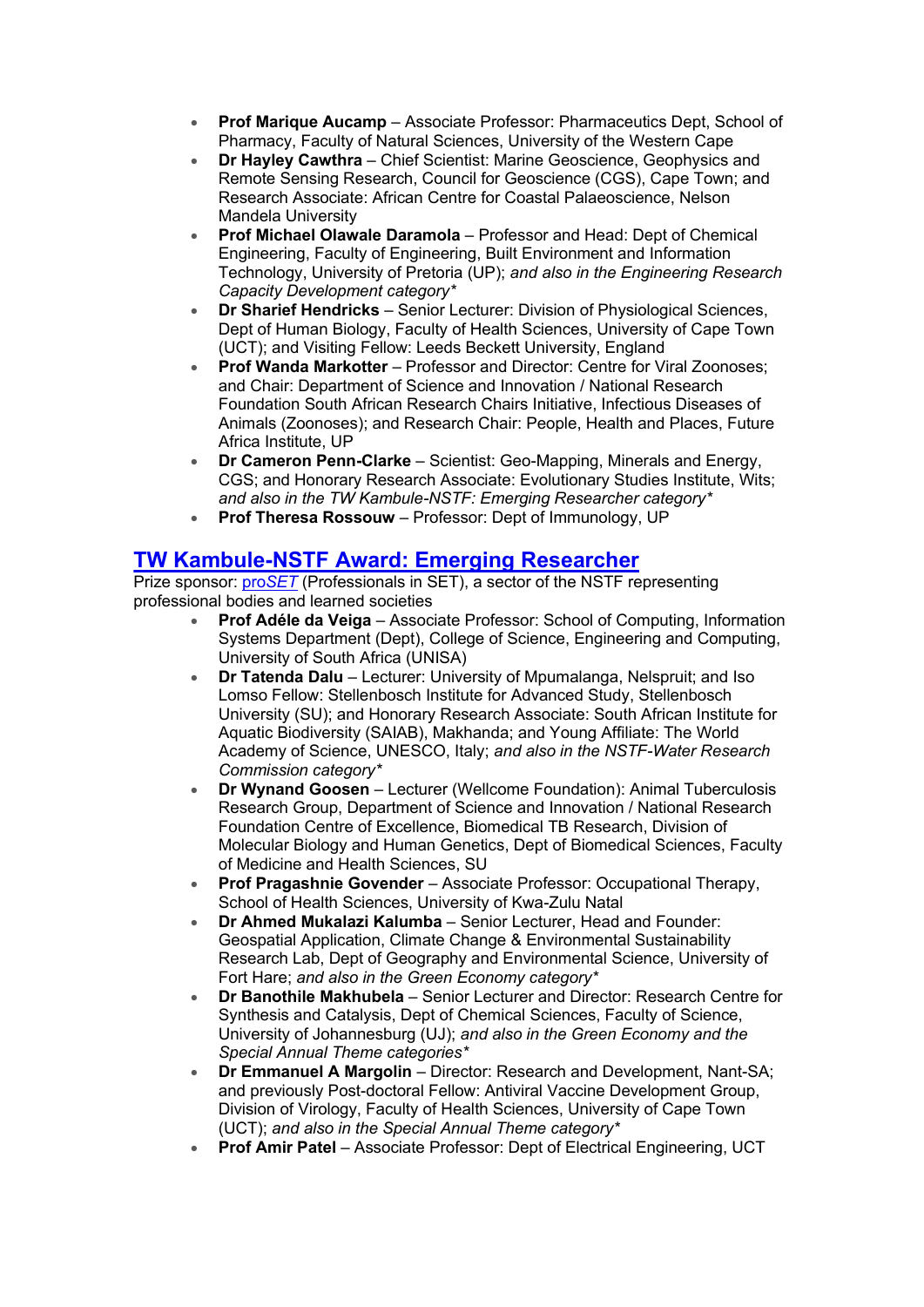- **Prof Marique Aucamp** – Associate Professor: Pharmaceutics Dept, School of Pharmacy, Faculty of Natural Sciences, University of the Western Cape
- **Dr Hayley Cawthra** – Chief Scientist: Marine Geoscience, Geophysics and Remote Sensing Research, Council for Geoscience (CGS), Cape Town; and Research Associate: African Centre for Coastal Palaeoscience, Nelson Mandela University
- **Prof Michael Olawale Daramola** – Professor and Head: Dept of Chemical Engineering, Faculty of Engineering, Built Environment and Information Technology, University of Pretoria (UP); *and also in the Engineering Research Capacity Development category**
- **Dr Sharief Hendricks** – Senior Lecturer: Division of Physiological Sciences, Dept of Human Biology, Faculty of Health Sciences, University of Cape Town (UCT); and Visiting Fellow: Leeds Beckett University, England
- **Prof Wanda Markotter** – Professor and Director: Centre for Viral Zoonoses; and Chair: Department of Science and Innovation / National Research Foundation South African Research Chairs Initiative, Infectious Diseases of Animals (Zoonoses); and Research Chair: People, Health and Places, Future Africa Institute, UP
- **Dr Cameron Penn-Clarke** – Scientist: Geo-Mapping, Minerals and Energy, CGS; and Honorary Research Associate: Evolutionary Studies Institute, Wits; *and also in the TW Kambule-NSTF: Emerging Researcher category**
- **Prof Theresa Rossouw** – Professor: Dept of Immunology, UP

## TW Kambule-NSTF Award: Emerging Researcher

Prize sponsor: pro*SET* (Professionals in SET), a sector of the NSTF representing professional bodies and learned societies

- **Prof Adéle da Veiga** – Associate Professor: School of Computing, Information Systems Department (Dept), College of Science, Engineering and Computing, University of South Africa (UNISA)
- **Dr Tatenda Dalu** – Lecturer: University of Mpumalanga, Nelspruit; and Iso Lomso Fellow: Stellenbosch Institute for Advanced Study, Stellenbosch University (SU); and Honorary Research Associate: South African Institute for Aquatic Biodiversity (SAIAB), Makhanda; and Young Affiliate: The World Academy of Science, UNESCO, Italy; *and also in the NSTF-Water Research Commission category**
- **Dr Wynand Goosen** – Lecturer (Wellcome Foundation): Animal Tuberculosis Research Group, Department of Science and Innovation / National Research Foundation Centre of Excellence, Biomedical TB Research, Division of Molecular Biology and Human Genetics, Dept of Biomedical Sciences, Faculty of Medicine and Health Sciences, SU
- **Prof Pragashnie Govender** – Associate Professor: Occupational Therapy, School of Health Sciences, University of Kwa-Zulu Natal
- **Dr Ahmed Mukalazi Kalumba** – Senior Lecturer, Head and Founder: Geospatial Application, Climate Change & Environmental Sustainability Research Lab, Dept of Geography and Environmental Science, University of Fort Hare; *and also in the Green Economy category**
- **Dr Banothile Makhubela** – Senior Lecturer and Director: Research Centre for Synthesis and Catalysis, Dept of Chemical Sciences, Faculty of Science, University of Johannesburg (UJ); *and also in the Green Economy and the Special Annual Theme categories**
- **Dr Emmanuel A Margolin** – Director: Research and Development, Nant-SA; and previously Post-doctoral Fellow: Antiviral Vaccine Development Group, Division of Virology, Faculty of Health Sciences, University of Cape Town (UCT); *and also in the Special Annual Theme category**
- **Prof Amir Patel** – Associate Professor: Dept of Electrical Engineering, UCT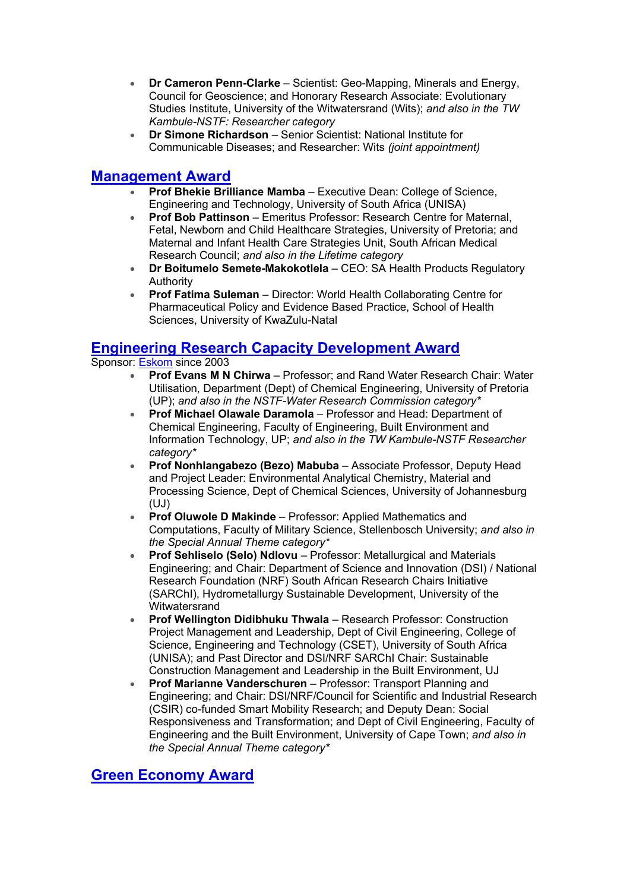- **Dr Cameron Penn-Clarke** – Scientist: Geo-Mapping, Minerals and Energy, Council for Geoscience; and Honorary Research Associate: Evolutionary Studies Institute, University of the Witwatersrand (Wits); *and also in the TW Kambule-NSTF: Researcher category*
- **Dr Simone Richardson** – Senior Scientist: National Institute for Communicable Diseases; and Researcher: Wits *(joint appointment)*

## Management Award

- **Prof Bhekie Brilliance Mamba** – Executive Dean: College of Science, Engineering and Technology, University of South Africa (UNISA)
- **Prof Bob Pattinson** – Emeritus Professor: Research Centre for Maternal, Fetal, Newborn and Child Healthcare Strategies, University of Pretoria; and Maternal and Infant Health Care Strategies Unit, South African Medical Research Council; *and also in the Lifetime category*
- **Dr Boitumelo Semete-Makokotlela** – CEO: SA Health Products Regulatory Authority
- **Prof Fatima Suleman** – Director: World Health Collaborating Centre for Pharmaceutical Policy and Evidence Based Practice, School of Health Sciences, University of KwaZulu-Natal

## Engineering Research Capacity Development Award

Sponsor: Eskom since 2003

- **Prof Evans M N Chirwa** – Professor; and Rand Water Research Chair: Water Utilisation, Department (Dept) of Chemical Engineering, University of Pretoria (UP); *and also in the NSTF-Water Research Commission category**
- **Prof Michael Olawale Daramola** – Professor and Head: Department of Chemical Engineering, Faculty of Engineering, Built Environment and Information Technology, UP; *and also in the TW Kambule-NSTF Researcher category**
- **Prof Nonhlangabezo (Bezo) Mabuba** – Associate Professor, Deputy Head and Project Leader: Environmental Analytical Chemistry, Material and Processing Science, Dept of Chemical Sciences, University of Johannesburg (UJ)
- **Prof Oluwole D Makinde** – Professor: Applied Mathematics and Computations, Faculty of Military Science, Stellenbosch University; *and also in the Special Annual Theme category**
- **Prof Sehliselo (Selo) Ndlovu** – Professor: Metallurgical and Materials Engineering; and Chair: Department of Science and Innovation (DSI) / National Research Foundation (NRF) South African Research Chairs Initiative (SARChI), Hydrometallurgy Sustainable Development, University of the Witwatersrand
- **Prof Wellington Didibhuku Thwala** – Research Professor: Construction Project Management and Leadership, Dept of Civil Engineering, College of Science, Engineering and Technology (CSET), University of South Africa (UNISA); and Past Director and DSI/NRF SARChI Chair: Sustainable Construction Management and Leadership in the Built Environment, UJ
- **Prof Marianne Vanderschuren** – Professor: Transport Planning and Engineering; and Chair: DSI/NRF/Council for Scientific and Industrial Research (CSIR) co-funded Smart Mobility Research; and Deputy Dean: Social Responsiveness and Transformation; and Dept of Civil Engineering, Faculty of Engineering and the Built Environment, University of Cape Town; *and also in the Special Annual Theme category**

## Green Economy Award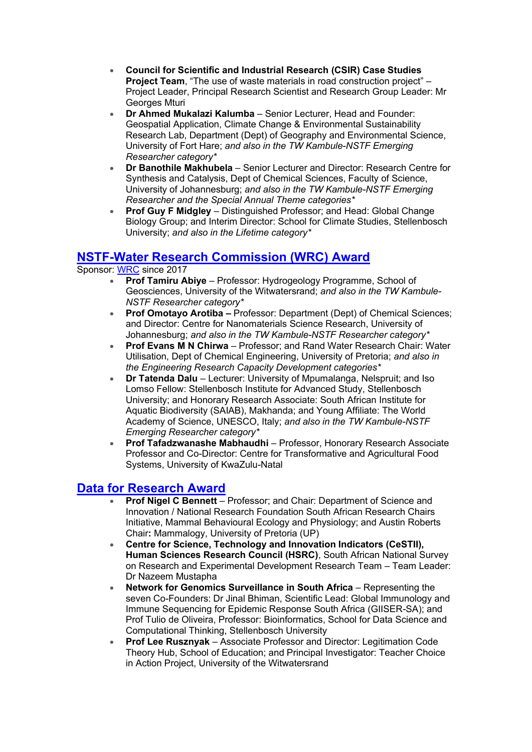- **Council for Scientific and Industrial Research (CSIR) Case Studies Project Team**, "The use of waste materials in road construction project" – Project Leader, Principal Research Scientist and Research Group Leader: Mr Georges Mturi
- **Dr Ahmed Mukalazi Kalumba** – Senior Lecturer, Head and Founder: Geospatial Application, Climate Change & Environmental Sustainability Research Lab, Department (Dept) of Geography and Environmental Science, University of Fort Hare; *and also in the TW Kambule-NSTF Emerging Researcher category**
- **Dr Banothile Makhubela** – Senior Lecturer and Director: Research Centre for Synthesis and Catalysis, Dept of Chemical Sciences, Faculty of Science, University of Johannesburg; *and also in the TW Kambule-NSTF Emerging Researcher and the Special Annual Theme categories**
- **Prof Guy F Midgley** – Distinguished Professor; and Head: Global Change Biology Group; and Interim Director: School for Climate Studies, Stellenbosch University; *and also in the Lifetime category**

## NSTF-Water Research Commission (WRC) Award

Sponsor: WRC since 2017

- **Prof Tamiru Abiye** – Professor: Hydrogeology Programme, School of Geosciences, University of the Witwatersrand; *and also in the TW Kambule-NSTF Researcher category**
- **Prof Omotayo Arotiba –** Professor: Department (Dept) of Chemical Sciences; and Director: Centre for Nanomaterials Science Research, University of Johannesburg; *and also in the TW Kambule-NSTF Researcher category**
- **Prof Evans M N Chirwa** – Professor; and Rand Water Research Chair: Water Utilisation, Dept of Chemical Engineering, University of Pretoria; *and also in the Engineering Research Capacity Development categories**
- **Dr Tatenda Dalu** – Lecturer: University of Mpumalanga, Nelspruit; and Iso Lomso Fellow: Stellenbosch Institute for Advanced Study, Stellenbosch University; and Honorary Research Associate: South African Institute for Aquatic Biodiversity (SAIAB), Makhanda; and Young Affiliate: The World Academy of Science, UNESCO, Italy; *and also in the TW Kambule-NSTF Emerging Researcher category**
- **Prof Tafadzwanashe Mabhaudhi** – Professor, Honorary Research Associate Professor and Co-Director: Centre for Transformative and Agricultural Food Systems, University of KwaZulu-Natal

## Data for Research Award

- **Prof Nigel C Bennett** – Professor; and Chair: Department of Science and Innovation / National Research Foundation South African Research Chairs Initiative, Mammal Behavioural Ecology and Physiology; and Austin Roberts Chair**:** Mammalogy, University of Pretoria (UP)
- **Centre for Science, Technology and Innovation Indicators (CeSTII), Human Sciences Research Council (HSRC)**, South African National Survey on Research and Experimental Development Research Team – Team Leader: Dr Nazeem Mustapha
- **Network for Genomics Surveillance in South Africa** – Representing the seven Co-Founders: Dr Jinal Bhiman, Scientific Lead: Global Immunology and Immune Sequencing for Epidemic Response South Africa (GIISER-SA); and Prof Tulio de Oliveira, Professor: Bioinformatics, School for Data Science and Computational Thinking, Stellenbosch University
- **Prof Lee Rusznyak** – Associate Professor and Director: Legitimation Code Theory Hub, School of Education; and Principal Investigator: Teacher Choice in Action Project, University of the Witwatersrand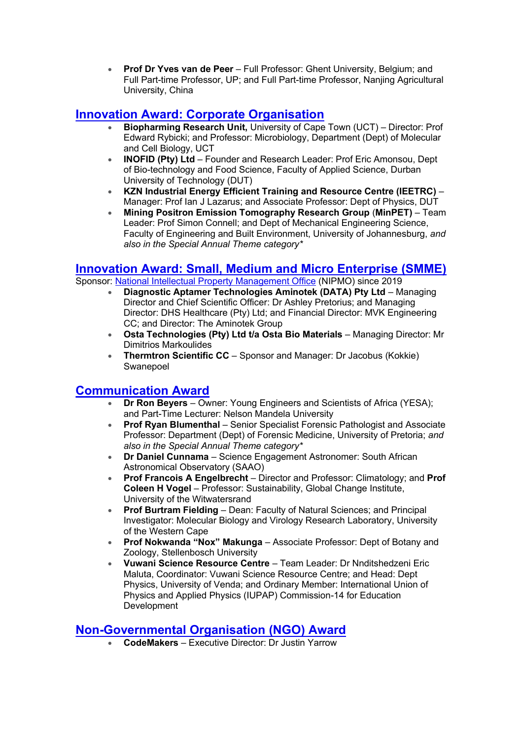- **Prof Dr Yves van de Peer** – Full Professor: Ghent University, Belgium; and Full Part-time Professor, UP; and Full Part-time Professor, Nanjing Agricultural University, China

## Innovation Award: Corporate Organisation

- **Biopharming Research Unit,** University of Cape Town (UCT) – Director: Prof Edward Rybicki; and Professor: Microbiology, Department (Dept) of Molecular and Cell Biology, UCT
- **INOFID (Pty) Ltd** – Founder and Research Leader: Prof Eric Amonsou, Dept of Bio-technology and Food Science, Faculty of Applied Science, Durban University of Technology (DUT)
- **KZN Industrial Energy Efficient Training and Resource Centre (IEETRC)** – Manager: Prof Ian J Lazarus; and Associate Professor: Dept of Physics, DUT
- **Mining Positron Emission Tomography Research Group** (**MinPET**) – Team Leader: Prof Simon Connell; and Dept of Mechanical Engineering Science, Faculty of Engineering and Built Environment, University of Johannesburg, *and also in the Special Annual Theme category**

## Innovation Award: Small, Medium and Micro Enterprise (SMME)

Sponsor: National Intellectual Property Management Office (NIPMO) since 2019

- **Diagnostic Aptamer Technologies Aminotek (DATA) Pty Ltd** – Managing Director and Chief Scientific Officer: Dr Ashley Pretorius; and Managing Director: DHS Healthcare (Pty) Ltd; and Financial Director: MVK Engineering CC; and Director: The Aminotek Group
- **Osta Technologies (Pty) Ltd t/a Osta Bio Materials** – Managing Director: Mr Dimitrios Markoulides
- **Thermtron Scientific CC** – Sponsor and Manager: Dr Jacobus (Kokkie) Swanepoel

## Communication Award

- **Dr Ron Beyers** – Owner: Young Engineers and Scientists of Africa (YESA); and Part-Time Lecturer: Nelson Mandela University
- **Prof Ryan Blumenthal** – Senior Specialist Forensic Pathologist and Associate Professor: Department (Dept) of Forensic Medicine, University of Pretoria; *and also in the Special Annual Theme category**
- **Dr Daniel Cunnama** – Science Engagement Astronomer: South African Astronomical Observatory (SAAO)
- **Prof Francois A Engelbrecht** – Director and Professor: Climatology; and **Prof Coleen H Vogel** – Professor: Sustainability, Global Change Institute, University of the Witwatersrand
- **Prof Burtram Fielding** – Dean: Faculty of Natural Sciences; and Principal Investigator: Molecular Biology and Virology Research Laboratory, University of the Western Cape
- **Prof Nokwanda "Nox" Makunga** – Associate Professor: Dept of Botany and Zoology, Stellenbosch University
- **Vuwani Science Resource Centre** – Team Leader: Dr Nnditshedzeni Eric Maluta, Coordinator: Vuwani Science Resource Centre; and Head: Dept Physics, University of Venda; and Ordinary Member: International Union of Physics and Applied Physics (IUPAP) Commission-14 for Education Development

## Non-Governmental Organisation (NGO) Award

- **CodeMakers** – Executive Director: Dr Justin Yarrow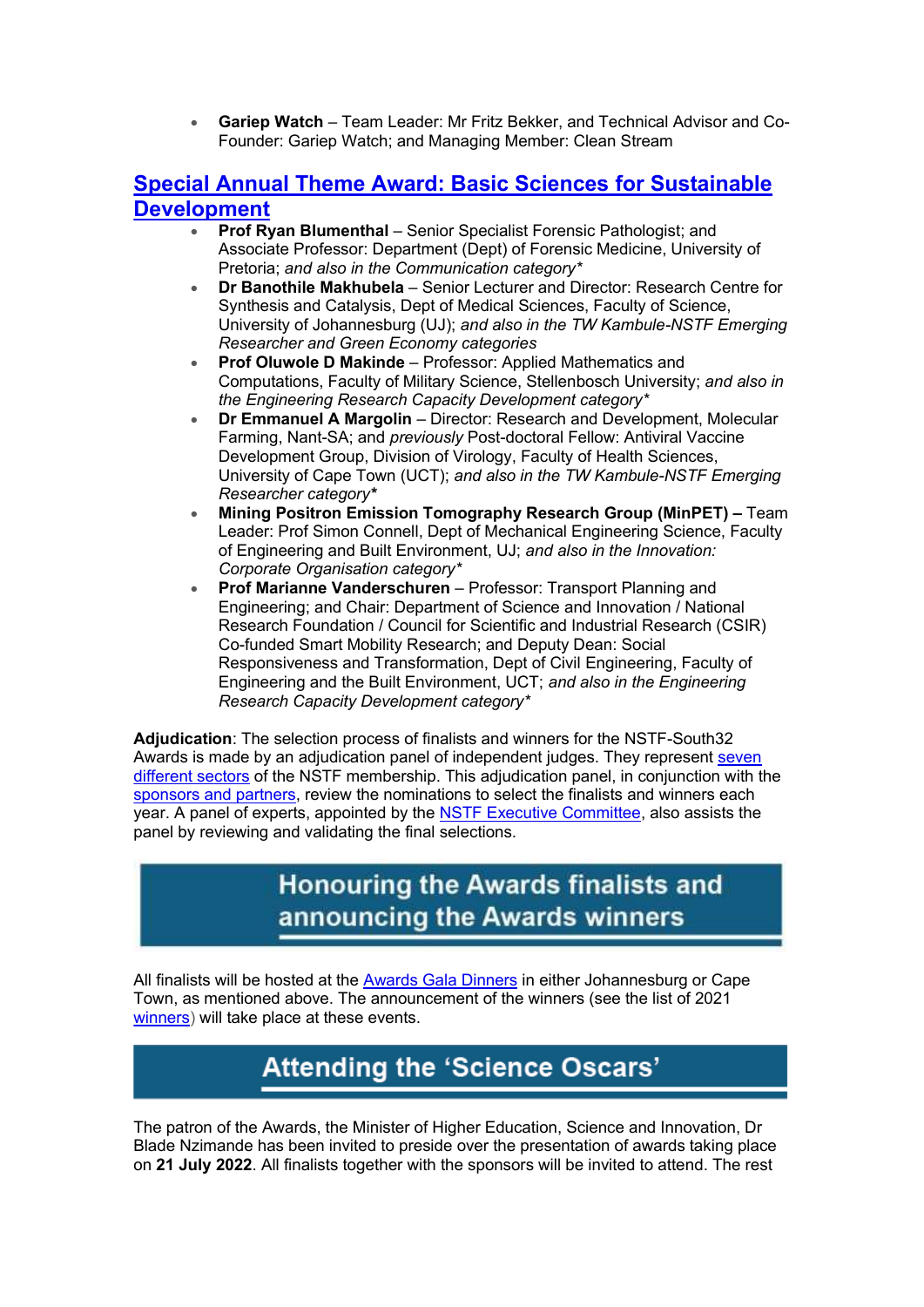- **Gariep Watch** – Team Leader: Mr Fritz Bekker, and Technical Advisor and Co-Founder: Gariep Watch; and Managing Member: Clean Stream

## Special Annual Theme Award: Basic Sciences for Sustainable Development

- **Prof Ryan Blumenthal** – Senior Specialist Forensic Pathologist; and Associate Professor: Department (Dept) of Forensic Medicine, University of Pretoria; *and also in the Communication category**
- **Dr Banothile Makhubela** – Senior Lecturer and Director: Research Centre for Synthesis and Catalysis, Dept of Medical Sciences, Faculty of Science, University of Johannesburg (UJ); *and also in the TW Kambule-NSTF Emerging Researcher and Green Economy categories*
- **Prof Oluwole D Makinde** – Professor: Applied Mathematics and Computations, Faculty of Military Science, Stellenbosch University; *and also in the Engineering Research Capacity Development category**
- **Dr Emmanuel A Margolin** – Director: Research and Development, Molecular Farming, Nant-SA; and *previously* Post-doctoral Fellow: Antiviral Vaccine Development Group, Division of Virology, Faculty of Health Sciences, University of Cape Town (UCT); *and also in the TW Kambule-NSTF Emerging Researcher category**
- **Mining Positron Emission Tomography Research Group (MinPET) –** Team Leader: Prof Simon Connell, Dept of Mechanical Engineering Science, Faculty of Engineering and Built Environment, UJ; *and also in the Innovation: Corporate Organisation category**
- **Prof Marianne Vanderschuren** – Professor: Transport Planning and Engineering; and Chair: Department of Science and Innovation / National Research Foundation / Council for Scientific and Industrial Research (CSIR) Co-funded Smart Mobility Research; and Deputy Dean: Social Responsiveness and Transformation, Dept of Civil Engineering, Faculty of Engineering and the Built Environment, UCT; *and also in the Engineering Research Capacity Development category**

**Adjudication**: The selection process of finalists and winners for the NSTF-South32 Awards is made by an adjudication panel of independent judges. They represent seven different sectors of the NSTF membership. This adjudication panel, in conjunction with the sponsors and partners, review the nominations to select the finalists and winners each year. A panel of experts, appointed by the NSTF Executive Committee, also assists the panel by reviewing and validating the final selections.

## Honouring the Awards finalists and announcing the Awards winners

All finalists will be hosted at the Awards Gala Dinners in either Johannesburg or Cape Town, as mentioned above. The announcement of the winners (see the list of 2021 winners) will take place at these events.

## Attending the 'Science Oscars'

The patron of the Awards, the Minister of Higher Education, Science and Innovation, Dr Blade Nzimande has been invited to preside over the presentation of awards taking place on **21 July 2022**. All finalists together with the sponsors will be invited to attend. The rest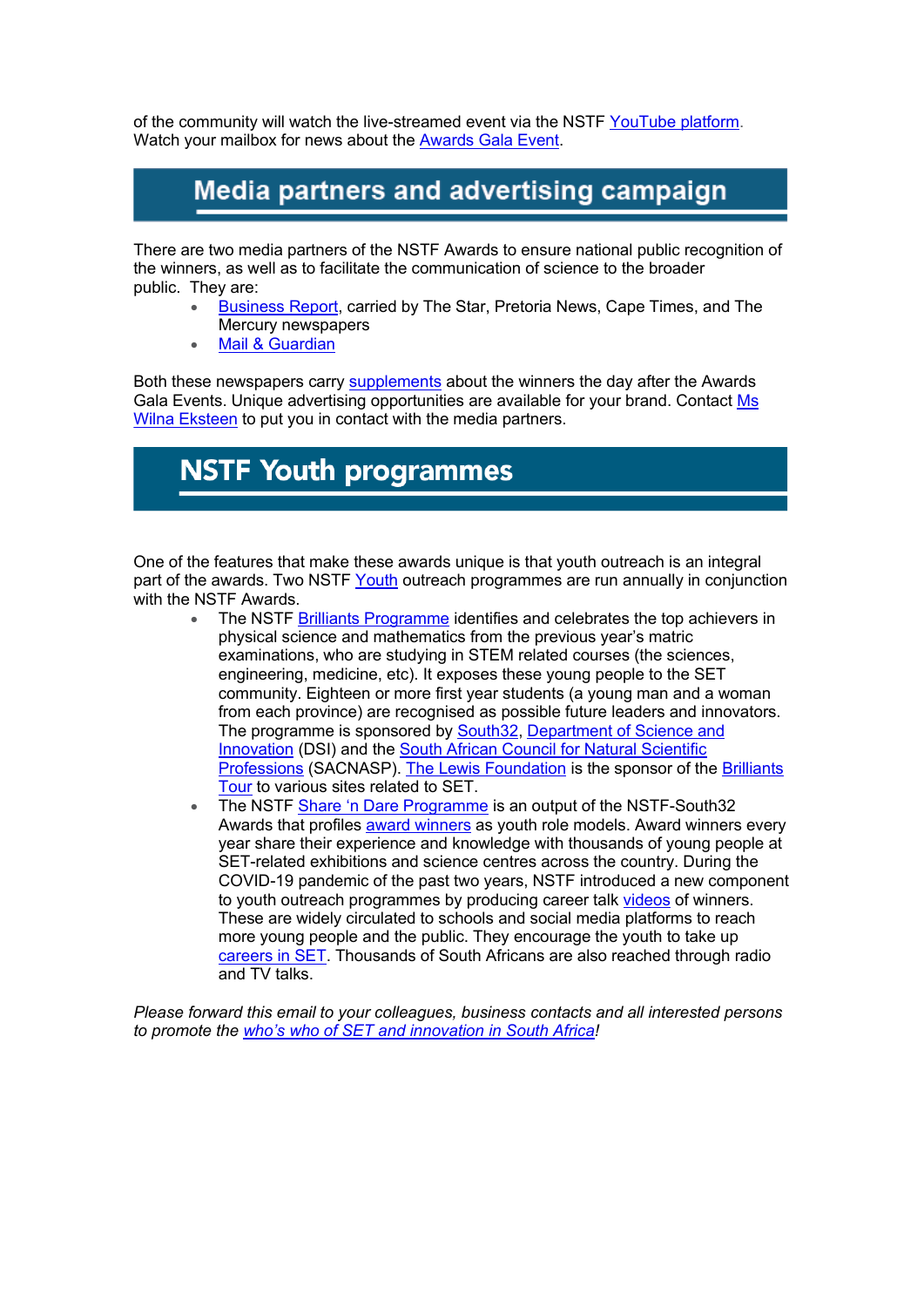of the community will watch the live-streamed event via the NSTF YouTube platform. Watch your mailbox for news about the Awards Gala Event.

## Media partners and advertising campaign

There are two media partners of the NSTF Awards to ensure national public recognition of the winners, as well as to facilitate the communication of science to the broader public. They are:

- Business Report, carried by The Star, Pretoria News, Cape Times, and The Mercury newspapers
- Mail & Guardian

Both these newspapers carry supplements about the winners the day after the Awards Gala Events. Unique advertising opportunities are available for your brand. Contact Ms Wilna Eksteen to put you in contact with the media partners.

## NSTF Youth programmes

One of the features that make these awards unique is that youth outreach is an integral part of the awards. Two NSTF Youth outreach programmes are run annually in conjunction with the NSTF Awards.

- The NSTF Brilliants Programme identifies and celebrates the top achievers in physical science and mathematics from the previous year's matric examinations, who are studying in STEM related courses (the sciences, engineering, medicine, etc). It exposes these young people to the SET community. Eighteen or more first year students (a young man and a woman from each province) are recognised as possible future leaders and innovators. The programme is sponsored by South32, Department of Science and Innovation (DSI) and the South African Council for Natural Scientific Professions (SACNASP). The Lewis Foundation is the sponsor of the Brilliants Tour to various sites related to SET.
- The NSTF Share 'n Dare Programme is an output of the NSTF-South32 Awards that profiles award winners as youth role models. Award winners every year share their experience and knowledge with thousands of young people at SET-related exhibitions and science centres across the country. During the COVID-19 pandemic of the past two years, NSTF introduced a new component to youth outreach programmes by producing career talk videos of winners. These are widely circulated to schools and social media platforms to reach more young people and the public. They encourage the youth to take up careers in SET. Thousands of South Africans are also reached through radio and TV talks.

*Please forward this email to your colleagues, business contacts and all interested persons to promote the who's who of SET and innovation in South Africa!*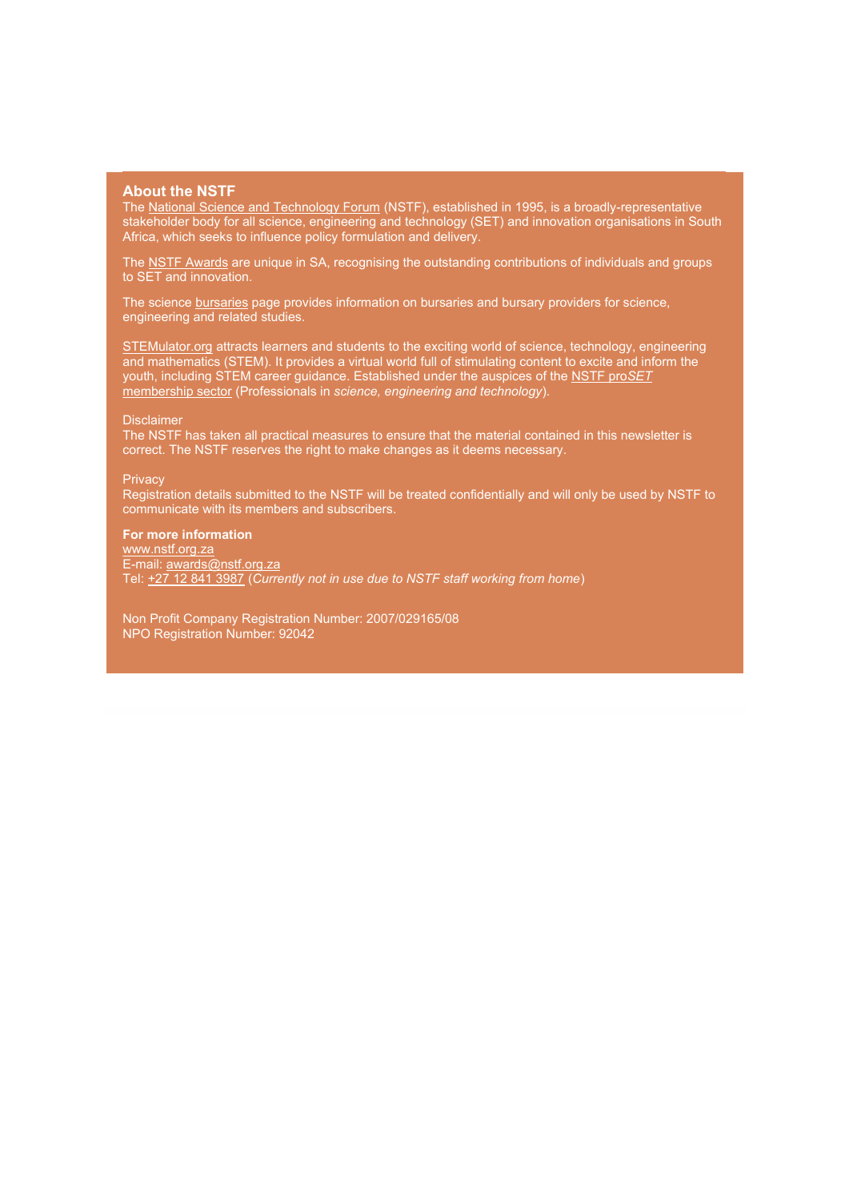## About the NSTF

The National Science and Technology Forum (NSTF), established in 1995, is a broadly-representative stakeholder body for all science, engineering and technology (SET) and innovation organisations in South Africa, which seeks to influence policy formulation and delivery.

The NSTF Awards are unique in SA, recognising the outstanding contributions of individuals and groups to SET and innovation.

The science bursaries page provides information on bursaries and bursary providers for science, engineering and related studies.

STEMulator.org attracts learners and students to the exciting world of science, technology, engineering and mathematics (STEM). It provides a virtual world full of stimulating content to excite and inform the youth, including STEM career guidance. Established under the auspices of the NSTF pro*SET* membership sector (Professionals in *science, engineering and technology*).

Disclaimer
The NSTF has taken all practical measures to ensure that the material contained in this newsletter is correct. The NSTF reserves the right to make changes as it deems necessary.

Privacy
Registration details submitted to the NSTF will be treated confidentially and will only be used by NSTF to communicate with its members and subscribers.

**For more information**
www.nstf.org.za
E-mail: awards@nstf.org.za
Tel: +27 12 841 3987 (*Currently not in use due to NSTF staff working from home*)

Non Profit Company Registration Number: 2007/029165/08
NPO Registration Number: 92042